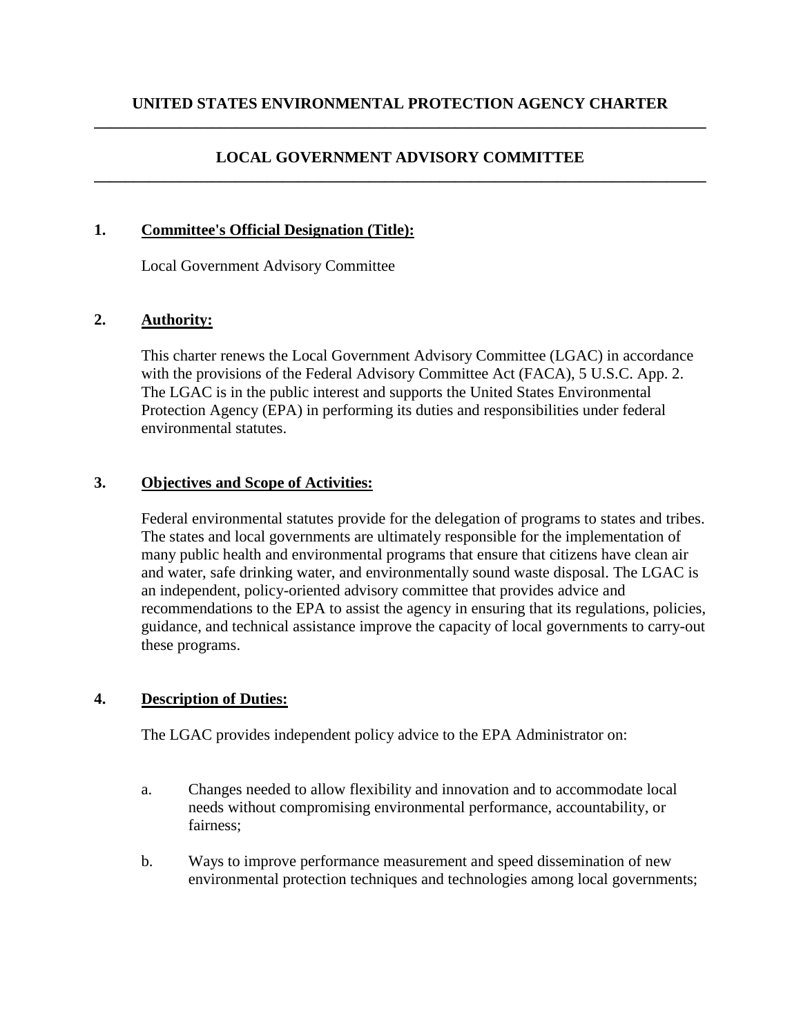# UNITED STATES ENVIRONMENTAL PROTECTION AGENCY CHARTER

---

## LOCAL GOVERNMENT ADVISORY COMMITTEE

---

**1. Committee's Official Designation (Title):**

Local Government Advisory Committee

**2. Authority:**

This charter renews the Local Government Advisory Committee (LGAC) in accordance with the provisions of the Federal Advisory Committee Act (FACA), 5 U.S.C. App. 2. The LGAC is in the public interest and supports the United States Environmental Protection Agency (EPA) in performing its duties and responsibilities under federal environmental statutes.

**3. Objectives and Scope of Activities:**

Federal environmental statutes provide for the delegation of programs to states and tribes. The states and local governments are ultimately responsible for the implementation of many public health and environmental programs that ensure that citizens have clean air and water, safe drinking water, and environmentally sound waste disposal. The LGAC is an independent, policy-oriented advisory committee that provides advice and recommendations to the EPA to assist the agency in ensuring that its regulations, policies, guidance, and technical assistance improve the capacity of local governments to carry-out these programs.

**4. Description of Duties:**

The LGAC provides independent policy advice to the EPA Administrator on:

a. Changes needed to allow flexibility and innovation and to accommodate local needs without compromising environmental performance, accountability, or fairness;

b. Ways to improve performance measurement and speed dissemination of new environmental protection techniques and technologies among local governments;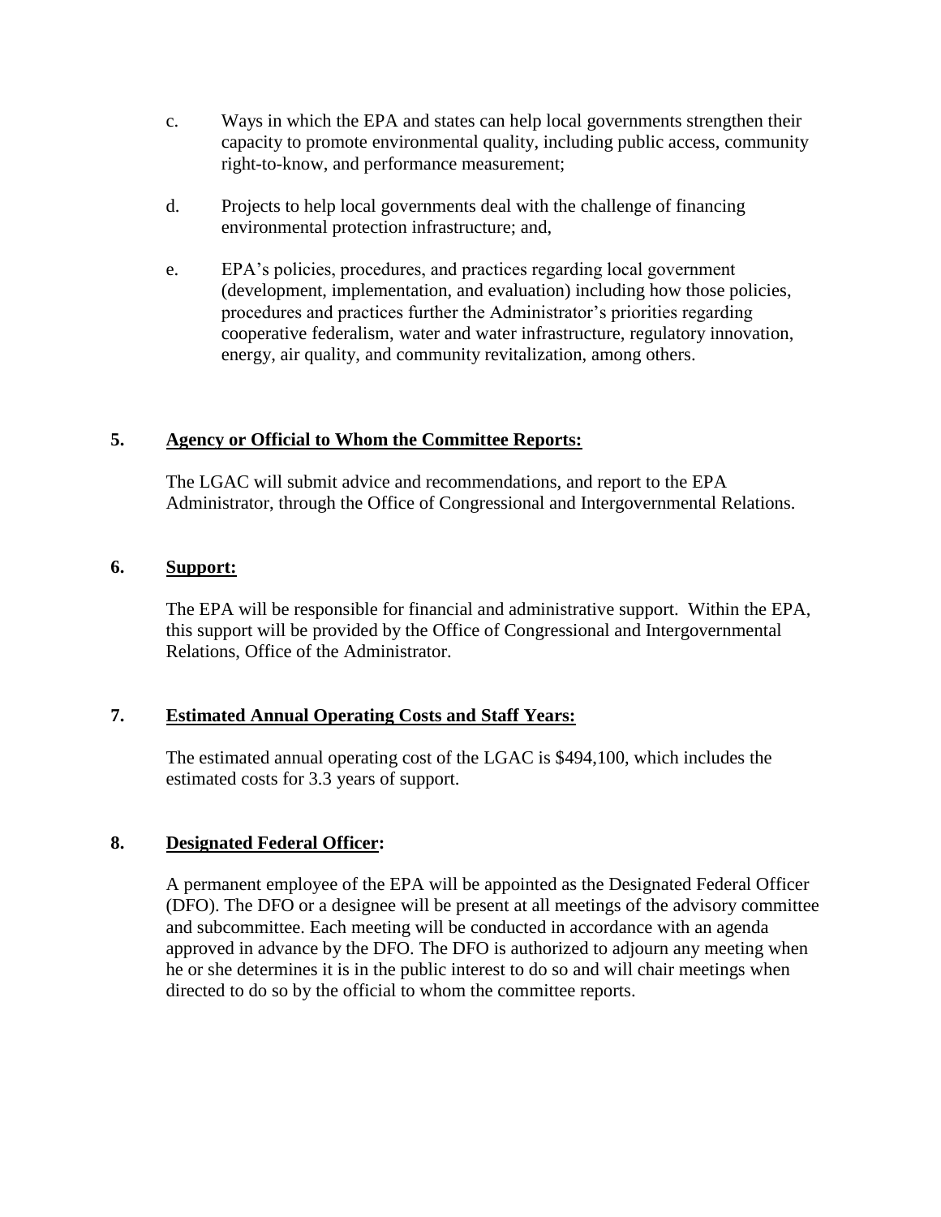c. Ways in which the EPA and states can help local governments strengthen their capacity to promote environmental quality, including public access, community right-to-know, and performance measurement;

d. Projects to help local governments deal with the challenge of financing environmental protection infrastructure; and,

e. EPA's policies, procedures, and practices regarding local government (development, implementation, and evaluation) including how those policies, procedures and practices further the Administrator's priorities regarding cooperative federalism, water and water infrastructure, regulatory innovation, energy, air quality, and community revitalization, among others.

## 5. Agency or Official to Whom the Committee Reports:

The LGAC will submit advice and recommendations, and report to the EPA Administrator, through the Office of Congressional and Intergovernmental Relations.

## 6. Support:

The EPA will be responsible for financial and administrative support. Within the EPA, this support will be provided by the Office of Congressional and Intergovernmental Relations, Office of the Administrator.

## 7. Estimated Annual Operating Costs and Staff Years:

The estimated annual operating cost of the LGAC is $494,100, which includes the estimated costs for 3.3 years of support.

## 8. Designated Federal Officer:

A permanent employee of the EPA will be appointed as the Designated Federal Officer (DFO). The DFO or a designee will be present at all meetings of the advisory committee and subcommittee. Each meeting will be conducted in accordance with an agenda approved in advance by the DFO. The DFO is authorized to adjourn any meeting when he or she determines it is in the public interest to do so and will chair meetings when directed to do so by the official to whom the committee reports.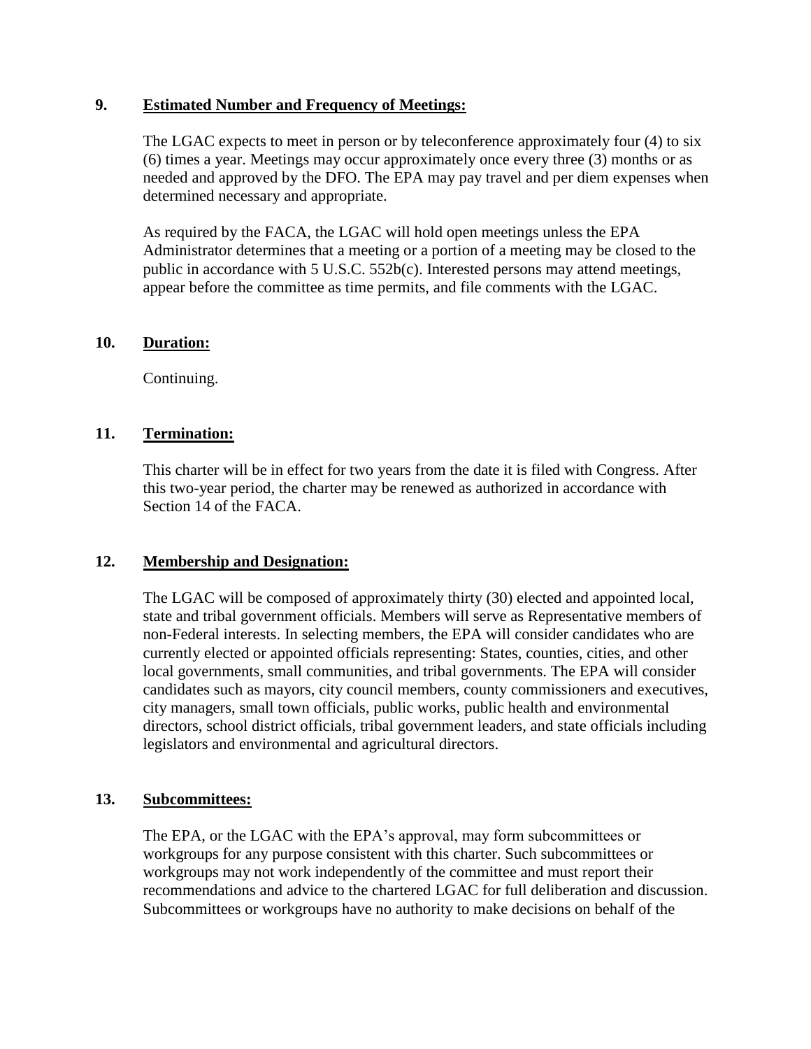## 9. Estimated Number and Frequency of Meetings:

The LGAC expects to meet in person or by teleconference approximately four (4) to six (6) times a year. Meetings may occur approximately once every three (3) months or as needed and approved by the DFO. The EPA may pay travel and per diem expenses when determined necessary and appropriate.

As required by the FACA, the LGAC will hold open meetings unless the EPA Administrator determines that a meeting or a portion of a meeting may be closed to the public in accordance with 5 U.S.C. 552b(c). Interested persons may attend meetings, appear before the committee as time permits, and file comments with the LGAC.

## 10. Duration:

Continuing.

## 11. Termination:

This charter will be in effect for two years from the date it is filed with Congress. After this two-year period, the charter may be renewed as authorized in accordance with Section 14 of the FACA.

## 12. Membership and Designation:

The LGAC will be composed of approximately thirty (30) elected and appointed local, state and tribal government officials. Members will serve as Representative members of non-Federal interests. In selecting members, the EPA will consider candidates who are currently elected or appointed officials representing: States, counties, cities, and other local governments, small communities, and tribal governments. The EPA will consider candidates such as mayors, city council members, county commissioners and executives, city managers, small town officials, public works, public health and environmental directors, school district officials, tribal government leaders, and state officials including legislators and environmental and agricultural directors.

## 13. Subcommittees:

The EPA, or the LGAC with the EPA's approval, may form subcommittees or workgroups for any purpose consistent with this charter. Such subcommittees or workgroups may not work independently of the committee and must report their recommendations and advice to the chartered LGAC for full deliberation and discussion. Subcommittees or workgroups have no authority to make decisions on behalf of the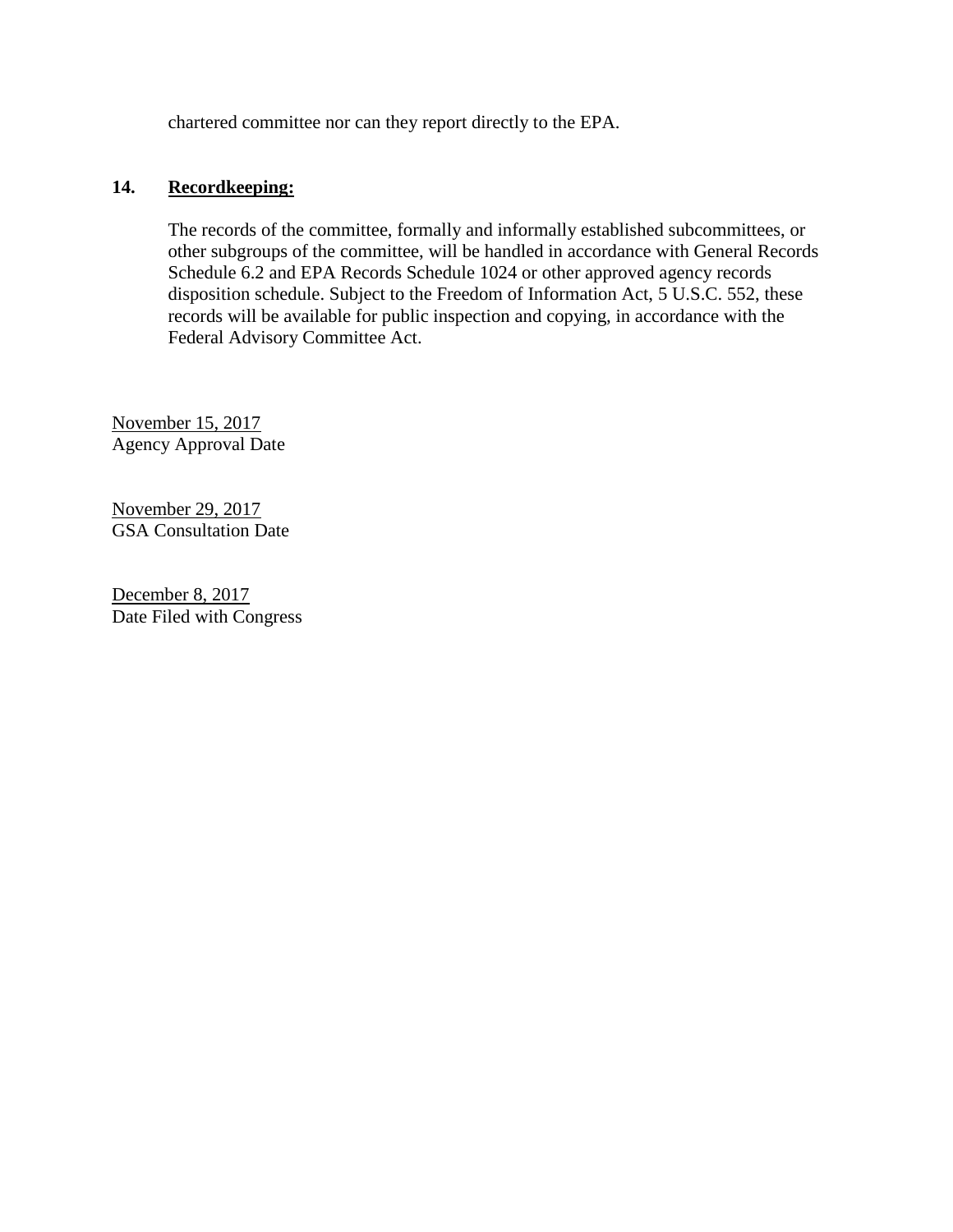chartered committee nor can they report directly to the EPA.

## 14. Recordkeeping:

The records of the committee, formally and informally established subcommittees, or other subgroups of the committee, will be handled in accordance with General Records Schedule 6.2 and EPA Records Schedule 1024 or other approved agency records disposition schedule. Subject to the Freedom of Information Act, 5 U.S.C. 552, these records will be available for public inspection and copying, in accordance with the Federal Advisory Committee Act.

November 15, 2017
Agency Approval Date

November 29, 2017
GSA Consultation Date

December 8, 2017
Date Filed with Congress